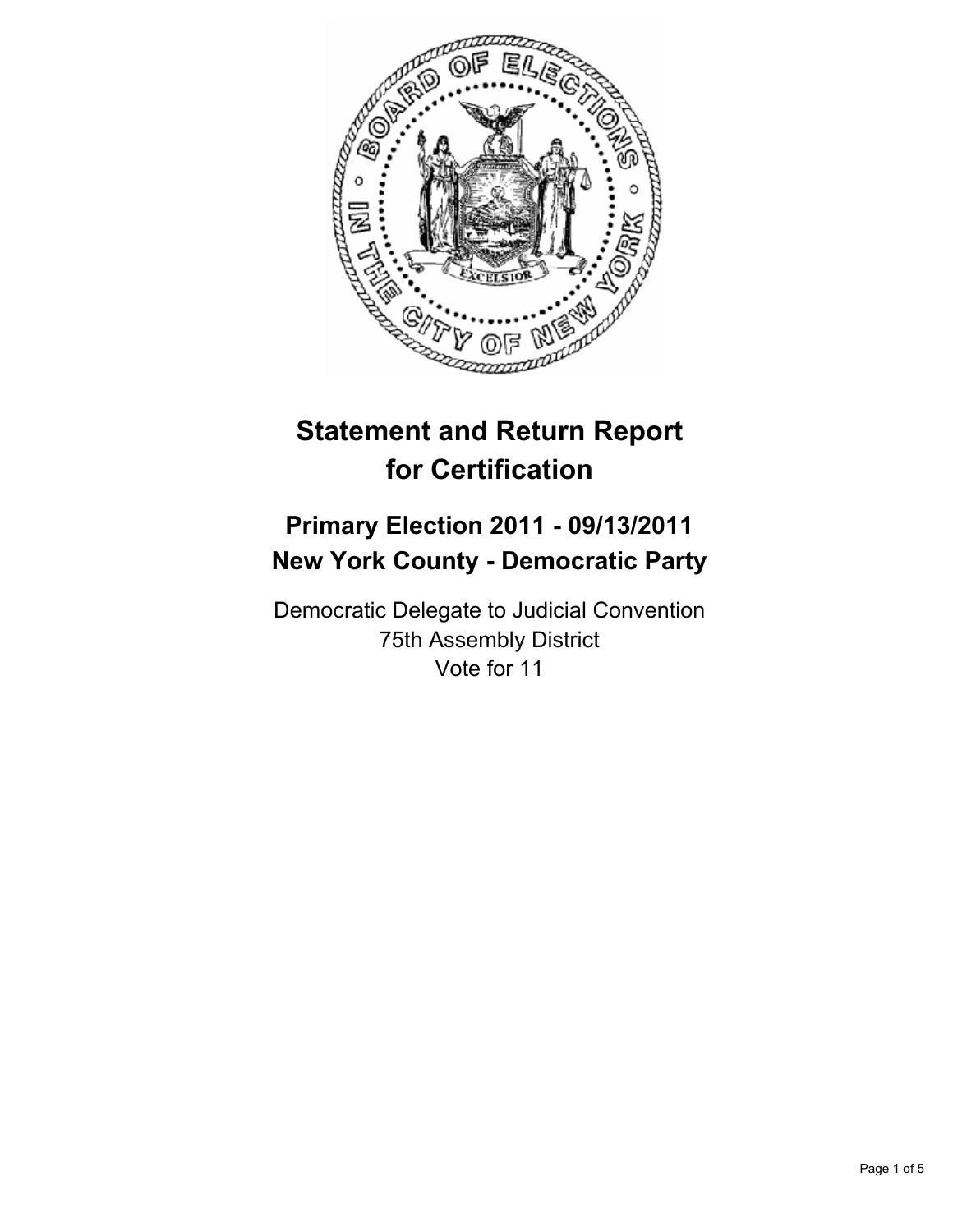# Statement and Return Report for Certification

## Primary Election 2011 - 09/13/2011
## New York County - Democratic Party

Democratic Delegate to Judicial Convention
75th Assembly District
Vote for 11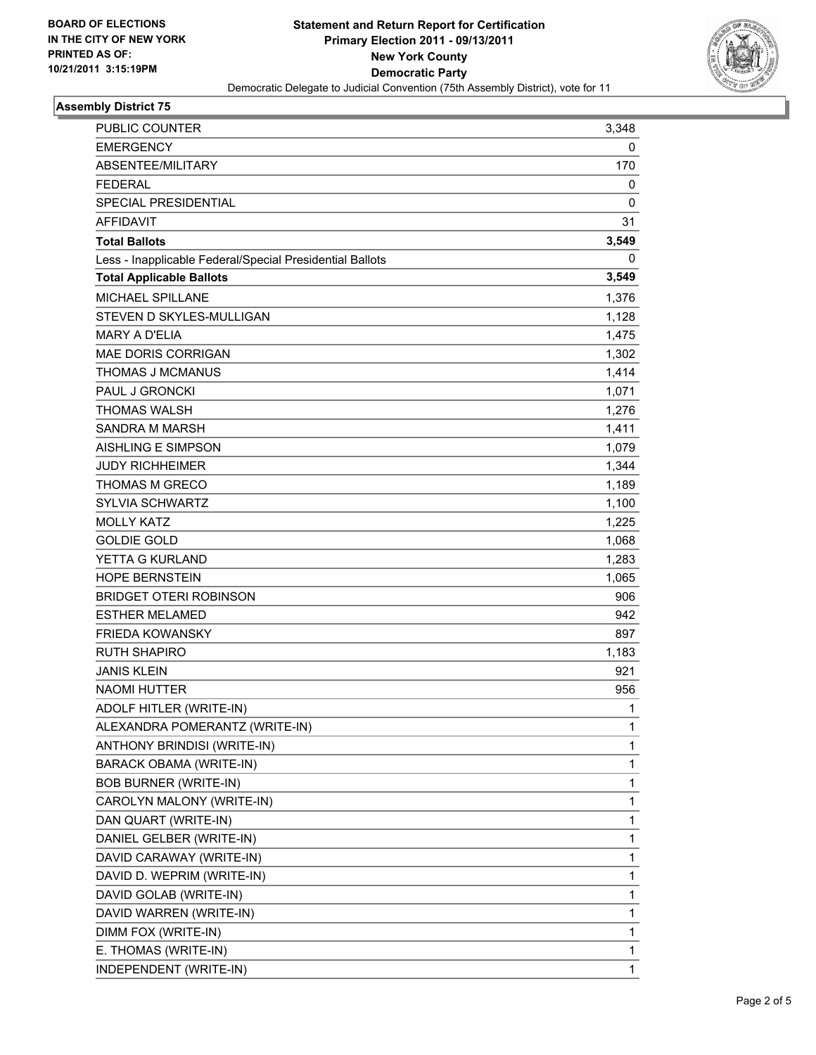BOARD OF ELECTIONS
IN THE CITY OF NEW YORK
PRINTED AS OF:
10/21/2011 3:15:19PM

**Statement and Return Report for Certification**
**Primary Election 2011 - 09/13/2011**
**New York County**
**Democratic Party**
Democratic Delegate to Judicial Convention (75th Assembly District), vote for 11

## Assembly District 75

| | |
|---|---|
| PUBLIC COUNTER | 3,348 |
| EMERGENCY | 0 |
| ABSENTEE/MILITARY | 170 |
| FEDERAL | 0 |
| SPECIAL PRESIDENTIAL | 0 |
| AFFIDAVIT | 31 |
| **Total Ballots** | **3,549** |
| Less - Inapplicable Federal/Special Presidential Ballots | 0 |
| **Total Applicable Ballots** | **3,549** |
| MICHAEL SPILLANE | 1,376 |
| STEVEN D SKYLES-MULLIGAN | 1,128 |
| MARY A D'ELIA | 1,475 |
| MAE DORIS CORRIGAN | 1,302 |
| THOMAS J MCMANUS | 1,414 |
| PAUL J GRONCKI | 1,071 |
| THOMAS WALSH | 1,276 |
| SANDRA M MARSH | 1,411 |
| AISHLING E SIMPSON | 1,079 |
| JUDY RICHHEIMER | 1,344 |
| THOMAS M GRECO | 1,189 |
| SYLVIA SCHWARTZ | 1,100 |
| MOLLY KATZ | 1,225 |
| GOLDIE GOLD | 1,068 |
| YETTA G KURLAND | 1,283 |
| HOPE BERNSTEIN | 1,065 |
| BRIDGET OTERI ROBINSON | 906 |
| ESTHER MELAMED | 942 |
| FRIEDA KOWANSKY | 897 |
| RUTH SHAPIRO | 1,183 |
| JANIS KLEIN | 921 |
| NAOMI HUTTER | 956 |
| ADOLF HITLER (WRITE-IN) | 1 |
| ALEXANDRA POMERANTZ (WRITE-IN) | 1 |
| ANTHONY BRINDISI (WRITE-IN) | 1 |
| BARACK OBAMA (WRITE-IN) | 1 |
| BOB BURNER (WRITE-IN) | 1 |
| CAROLYN MALONY (WRITE-IN) | 1 |
| DAN QUART (WRITE-IN) | 1 |
| DANIEL GELBER (WRITE-IN) | 1 |
| DAVID CARAWAY (WRITE-IN) | 1 |
| DAVID D. WEPRIM (WRITE-IN) | 1 |
| DAVID GOLAB (WRITE-IN) | 1 |
| DAVID WARREN (WRITE-IN) | 1 |
| DIMM FOX (WRITE-IN) | 1 |
| E. THOMAS (WRITE-IN) | 1 |
| INDEPENDENT (WRITE-IN) | 1 |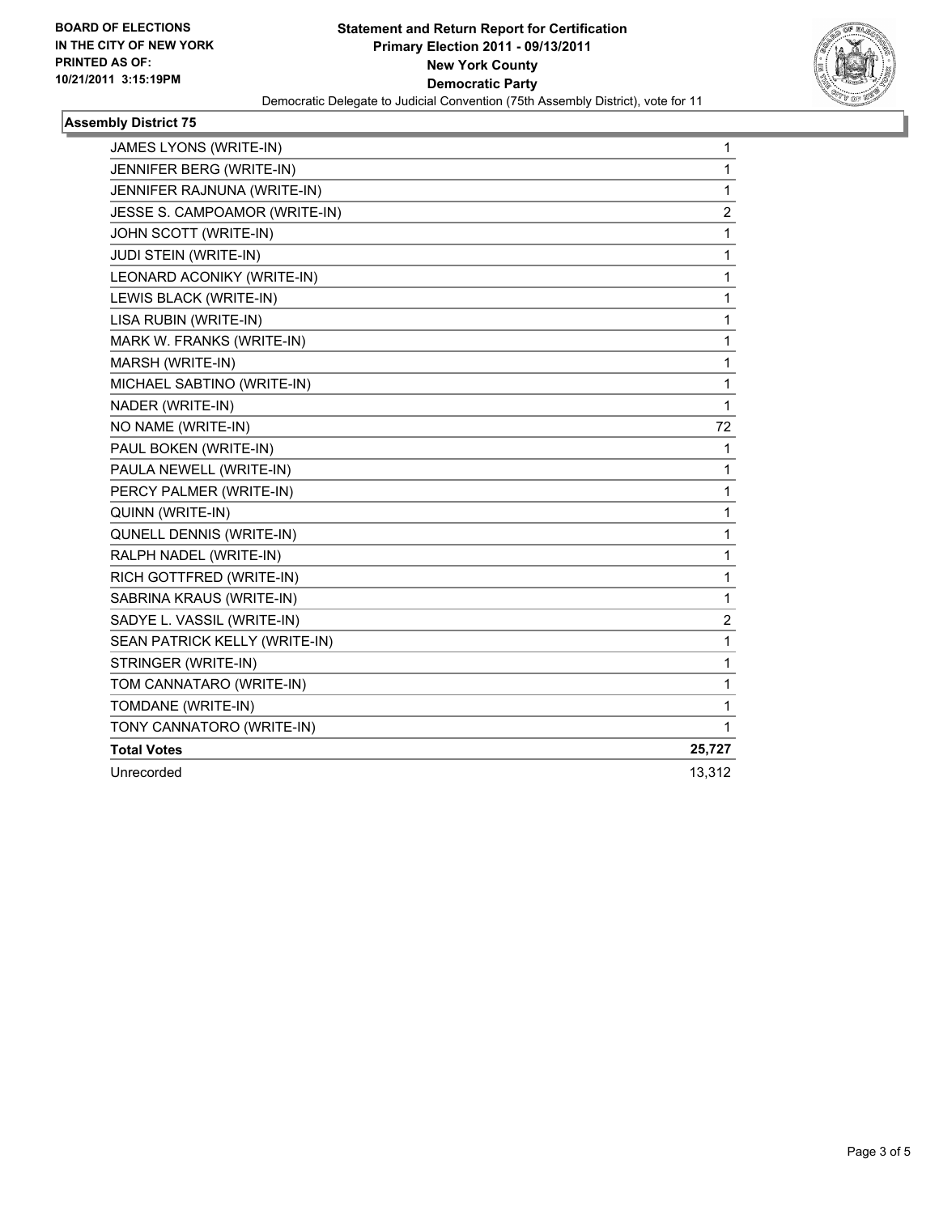**BOARD OF ELECTIONS IN THE CITY OF NEW YORK PRINTED AS OF: 10/21/2011 3:15:19PM**

# Statement and Return Report for Certification
## Primary Election 2011 - 09/13/2011
## New York County
## Democratic Party

Democratic Delegate to Judicial Convention (75th Assembly District), vote for 11

### Assembly District 75

| | |
|---|---|
| JAMES LYONS (WRITE-IN) | 1 |
| JENNIFER BERG (WRITE-IN) | 1 |
| JENNIFER RAJNUNA (WRITE-IN) | 1 |
| JESSE S. CAMPOAMOR (WRITE-IN) | 2 |
| JOHN SCOTT (WRITE-IN) | 1 |
| JUDI STEIN (WRITE-IN) | 1 |
| LEONARD ACONIKY (WRITE-IN) | 1 |
| LEWIS BLACK (WRITE-IN) | 1 |
| LISA RUBIN (WRITE-IN) | 1 |
| MARK W. FRANKS (WRITE-IN) | 1 |
| MARSH (WRITE-IN) | 1 |
| MICHAEL SABTINO (WRITE-IN) | 1 |
| NADER (WRITE-IN) | 1 |
| NO NAME (WRITE-IN) | 72 |
| PAUL BOKEN (WRITE-IN) | 1 |
| PAULA NEWELL (WRITE-IN) | 1 |
| PERCY PALMER (WRITE-IN) | 1 |
| QUINN (WRITE-IN) | 1 |
| QUNELL DENNIS (WRITE-IN) | 1 |
| RALPH NADEL (WRITE-IN) | 1 |
| RICH GOTTFRED (WRITE-IN) | 1 |
| SABRINA KRAUS (WRITE-IN) | 1 |
| SADYE L. VASSIL (WRITE-IN) | 2 |
| SEAN PATRICK KELLY (WRITE-IN) | 1 |
| STRINGER (WRITE-IN) | 1 |
| TOM CANNATARO (WRITE-IN) | 1 |
| TOMDANE (WRITE-IN) | 1 |
| TONY CANNATORO (WRITE-IN) | 1 |
| **Total Votes** | **25,727** |
| Unrecorded | 13,312 |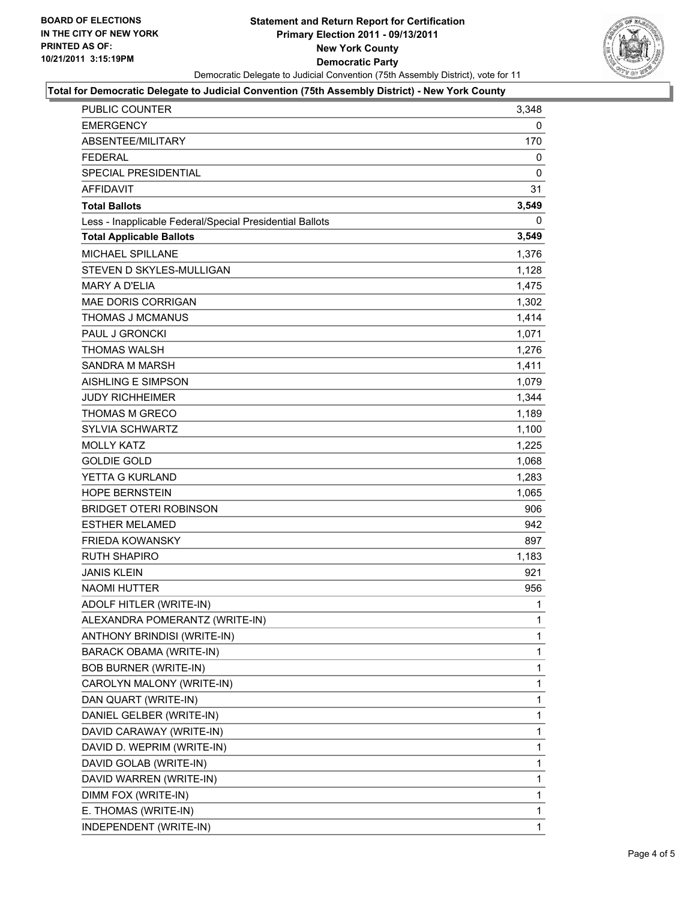**BOARD OF ELECTIONS**
**IN THE CITY OF NEW YORK**
**PRINTED AS OF:**
**10/21/2011 3:15:19PM**

# Statement and Return Report for Certification
## Primary Election 2011 - 09/13/2011
## New York County
## Democratic Party

Democratic Delegate to Judicial Convention (75th Assembly District), vote for 11

**Total for Democratic Delegate to Judicial Convention (75th Assembly District) - New York County**

| | |
|---|---|
| PUBLIC COUNTER | 3,348 |
| EMERGENCY | 0 |
| ABSENTEE/MILITARY | 170 |
| FEDERAL | 0 |
| SPECIAL PRESIDENTIAL | 0 |
| AFFIDAVIT | 31 |
| **Total Ballots** | **3,549** |
| Less - Inapplicable Federal/Special Presidential Ballots | 0 |
| **Total Applicable Ballots** | **3,549** |
| MICHAEL SPILLANE | 1,376 |
| STEVEN D SKYLES-MULLIGAN | 1,128 |
| MARY A D'ELIA | 1,475 |
| MAE DORIS CORRIGAN | 1,302 |
| THOMAS J MCMANUS | 1,414 |
| PAUL J GRONCKI | 1,071 |
| THOMAS WALSH | 1,276 |
| SANDRA M MARSH | 1,411 |
| AISHLING E SIMPSON | 1,079 |
| JUDY RICHHEIMER | 1,344 |
| THOMAS M GRECO | 1,189 |
| SYLVIA SCHWARTZ | 1,100 |
| MOLLY KATZ | 1,225 |
| GOLDIE GOLD | 1,068 |
| YETTA G KURLAND | 1,283 |
| HOPE BERNSTEIN | 1,065 |
| BRIDGET OTERI ROBINSON | 906 |
| ESTHER MELAMED | 942 |
| FRIEDA KOWANSKY | 897 |
| RUTH SHAPIRO | 1,183 |
| JANIS KLEIN | 921 |
| NAOMI HUTTER | 956 |
| ADOLF HITLER (WRITE-IN) | 1 |
| ALEXANDRA POMERANTZ (WRITE-IN) | 1 |
| ANTHONY BRINDISI (WRITE-IN) | 1 |
| BARACK OBAMA (WRITE-IN) | 1 |
| BOB BURNER (WRITE-IN) | 1 |
| CAROLYN MALONY (WRITE-IN) | 1 |
| DAN QUART (WRITE-IN) | 1 |
| DANIEL GELBER (WRITE-IN) | 1 |
| DAVID CARAWAY (WRITE-IN) | 1 |
| DAVID D. WEPRIM (WRITE-IN) | 1 |
| DAVID GOLAB (WRITE-IN) | 1 |
| DAVID WARREN (WRITE-IN) | 1 |
| DIMM FOX (WRITE-IN) | 1 |
| E. THOMAS (WRITE-IN) | 1 |
| INDEPENDENT (WRITE-IN) | 1 |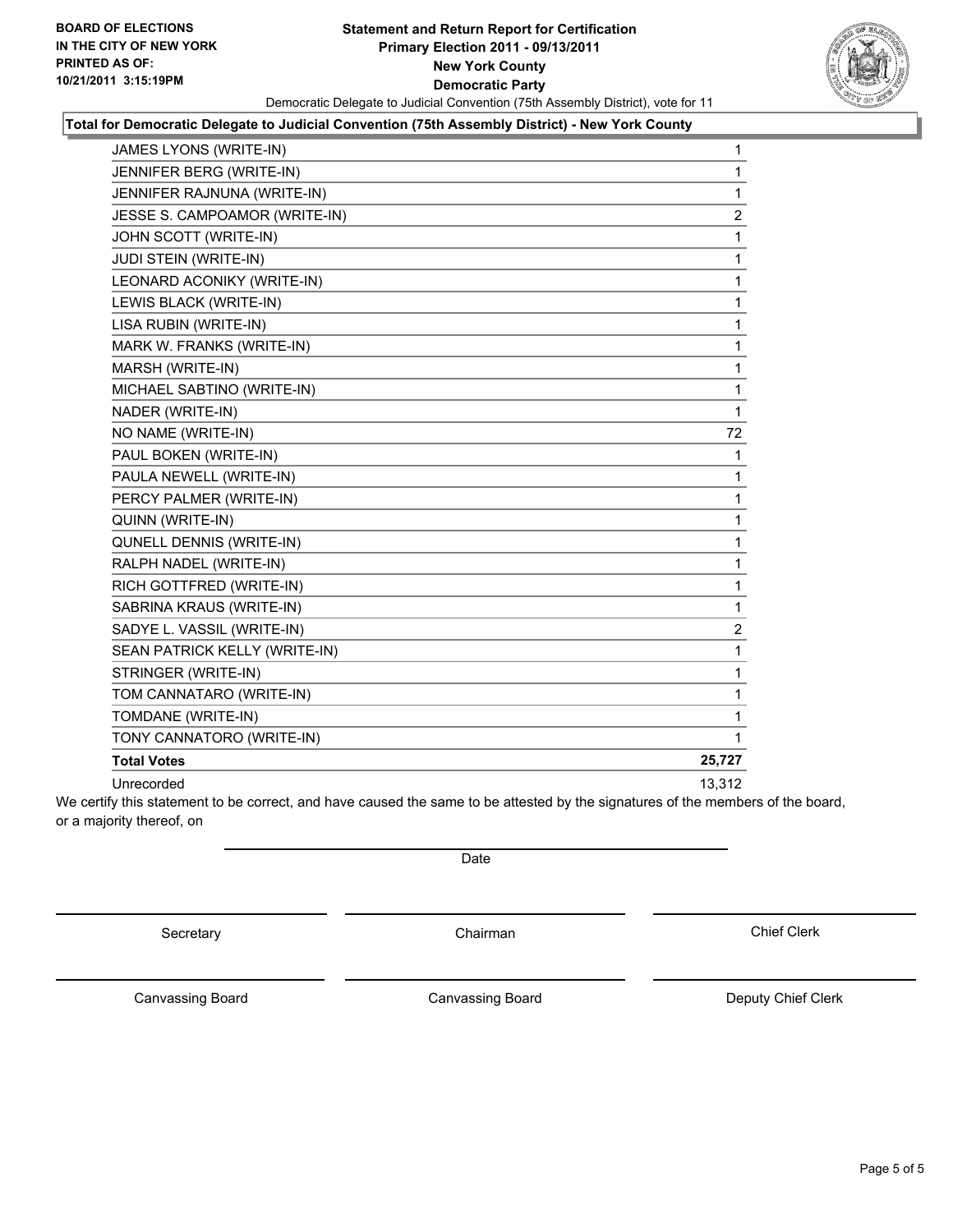**BOARD OF ELECTIONS IN THE CITY OF NEW YORK PRINTED AS OF: 10/21/2011 3:15:19PM**

# Statement and Return Report for Certification
## Primary Election 2011 - 09/13/2011
## New York County
## Democratic Party

Democratic Delegate to Judicial Convention (75th Assembly District), vote for 11

**Total for Democratic Delegate to Judicial Convention (75th Assembly District) - New York County**

| | |
|---|---|
| JAMES LYONS (WRITE-IN) | 1 |
| JENNIFER BERG (WRITE-IN) | 1 |
| JENNIFER RAJNUNA (WRITE-IN) | 1 |
| JESSE S. CAMPOAMOR (WRITE-IN) | 2 |
| JOHN SCOTT (WRITE-IN) | 1 |
| JUDI STEIN (WRITE-IN) | 1 |
| LEONARD ACONIKY (WRITE-IN) | 1 |
| LEWIS BLACK (WRITE-IN) | 1 |
| LISA RUBIN (WRITE-IN) | 1 |
| MARK W. FRANKS (WRITE-IN) | 1 |
| MARSH (WRITE-IN) | 1 |
| MICHAEL SABTINO (WRITE-IN) | 1 |
| NADER (WRITE-IN) | 1 |
| NO NAME (WRITE-IN) | 72 |
| PAUL BOKEN (WRITE-IN) | 1 |
| PAULA NEWELL (WRITE-IN) | 1 |
| PERCY PALMER (WRITE-IN) | 1 |
| QUINN (WRITE-IN) | 1 |
| QUNELL DENNIS (WRITE-IN) | 1 |
| RALPH NADEL (WRITE-IN) | 1 |
| RICH GOTTFRED (WRITE-IN) | 1 |
| SABRINA KRAUS (WRITE-IN) | 1 |
| SADYE L. VASSIL (WRITE-IN) | 2 |
| SEAN PATRICK KELLY (WRITE-IN) | 1 |
| STRINGER (WRITE-IN) | 1 |
| TOM CANNATARO (WRITE-IN) | 1 |
| TOMDANE (WRITE-IN) | 1 |
| TONY CANNATORO (WRITE-IN) | 1 |
| **Total Votes** | **25,727** |
| Unrecorded | 13,312 |

We certify this statement to be correct, and have caused the same to be attested by the signatures of the members of the board, or a majority thereof, on

Date

Secretary | Chairman | Chief Clerk

Canvassing Board | Canvassing Board | Deputy Chief Clerk